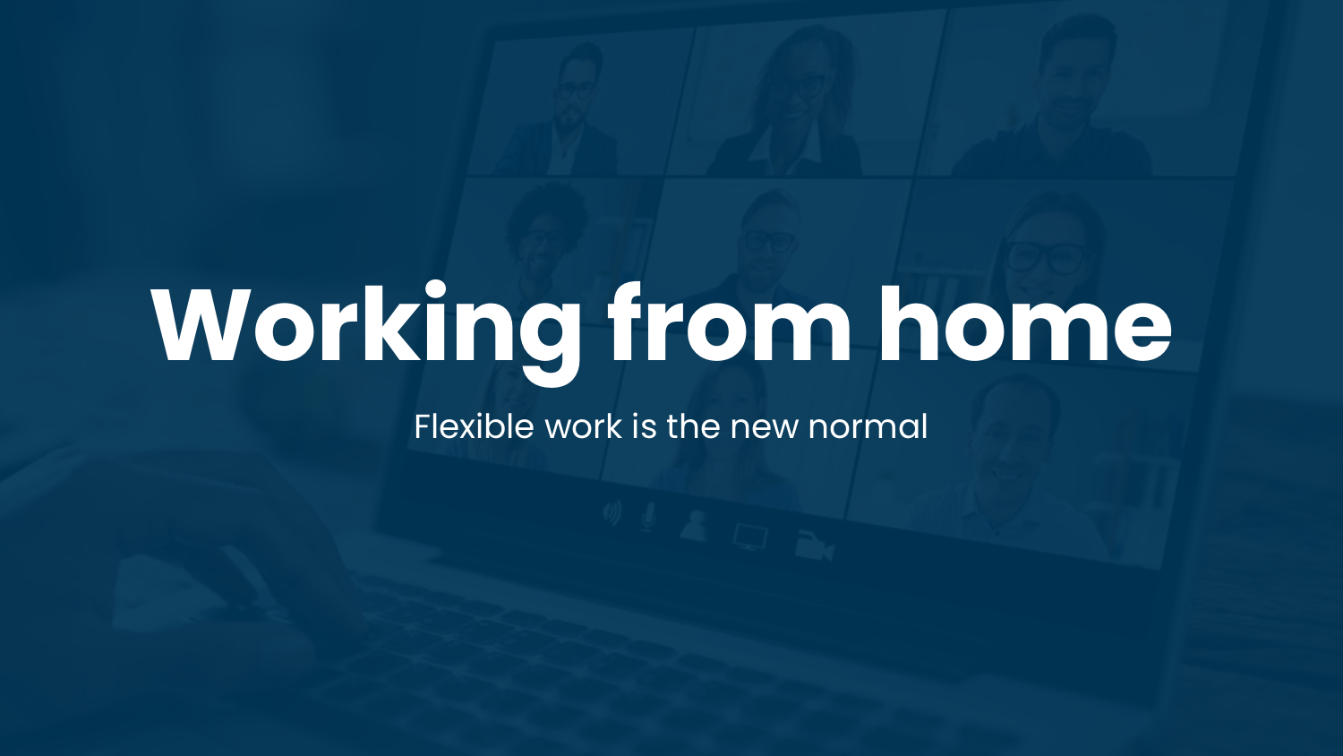# Working from home

Flexible work is the new normal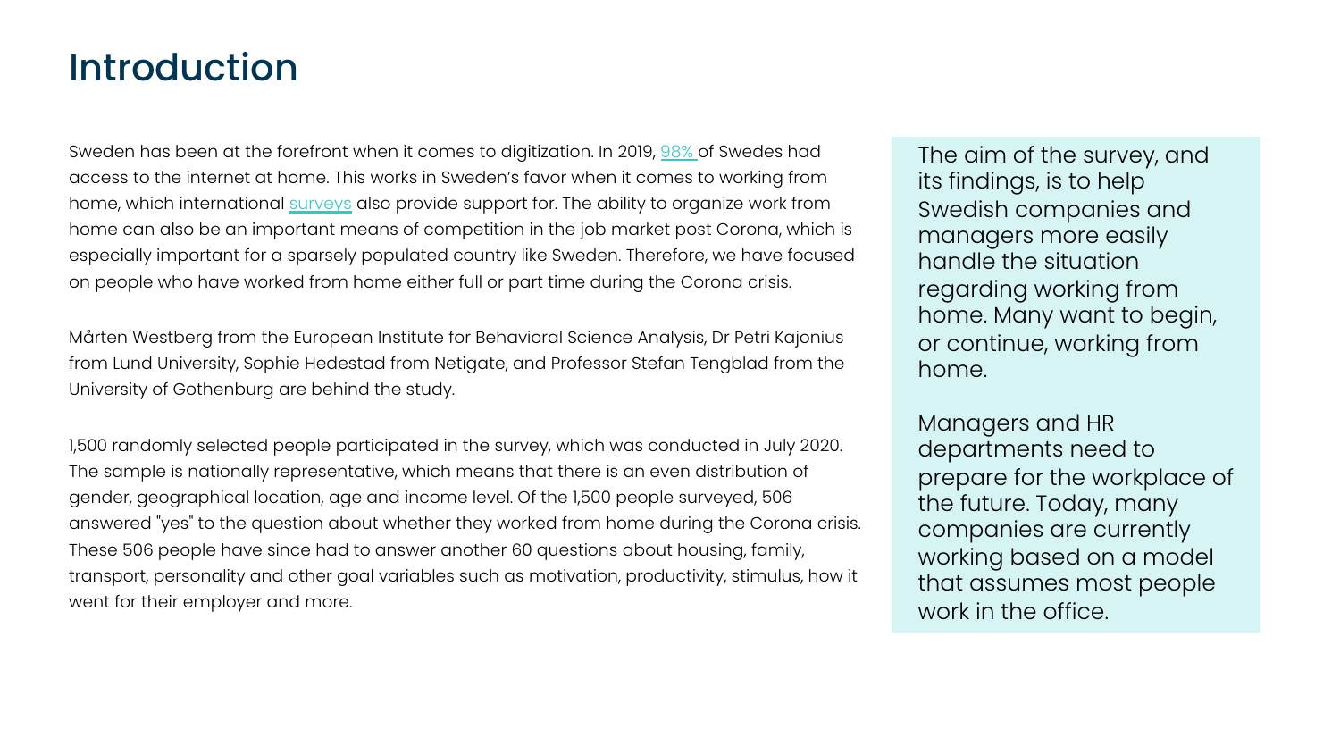# Introduction

Sweden has been at the forefront when it comes to digitization. In 2019, 98% of Swedes had access to the internet at home. This works in Sweden's favor when it comes to working from home, which international surveys also provide support for. The ability to organize work from home can also be an important means of competition in the job market post Corona, which is especially important for a sparsely populated country like Sweden. Therefore, we have focused on people who have worked from home either full or part time during the Corona crisis.

Mårten Westberg from the European Institute for Behavioral Science Analysis, Dr Petri Kajonius from Lund University, Sophie Hedestad from Netigate, and Professor Stefan Tengblad from the University of Gothenburg are behind the study.

1,500 randomly selected people participated in the survey, which was conducted in July 2020. The sample is nationally representative, which means that there is an even distribution of gender, geographical location, age and income level. Of the 1,500 people surveyed, 506 answered "yes" to the question about whether they worked from home during the Corona crisis. These 506 people have since had to answer another 60 questions about housing, family, transport, personality and other goal variables such as motivation, productivity, stimulus, how it went for their employer and more.

The aim of the survey, and its findings, is to help Swedish companies and managers more easily handle the situation regarding working from home. Many want to begin, or continue, working from home.

Managers and HR departments need to prepare for the workplace of the future. Today, many companies are currently working based on a model that assumes most people work in the office.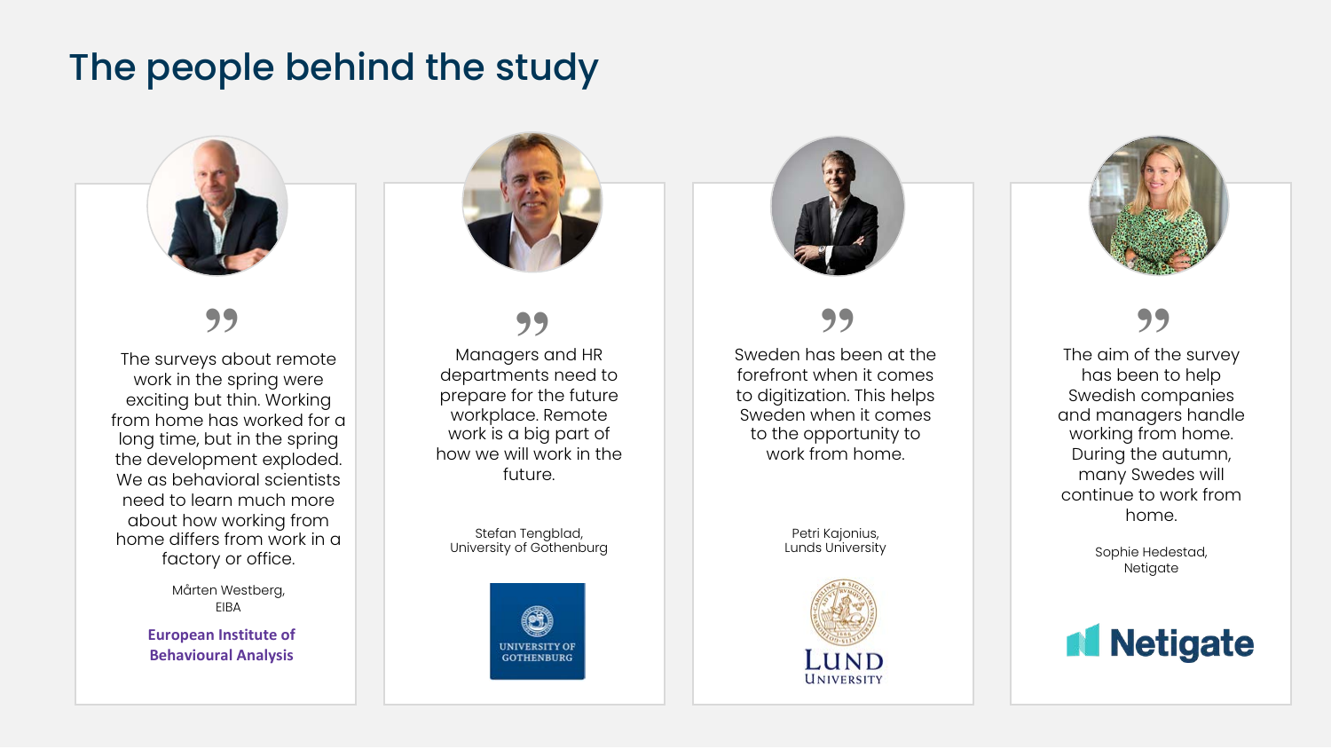# The people behind the study

> The surveys about remote work in the spring were exciting but thin. Working from home has worked for a long time, but in the spring the development exploded. We as behavioral scientists need to learn much more about how working from home differs from work in a factory or office.

Mårten Westberg,
EIBA

European Institute of Behavioural Analysis

> Managers and HR departments need to prepare for the future workplace. Remote work is a big part of how we will work in the future.

Stefan Tengblad,
University of Gothenburg

UNIVERSITY OF GOTHENBURG

> Sweden has been at the forefront when it comes to digitization. This helps Sweden when it comes to the opportunity to work from home.

Petri Kajonius,
Lunds University

LUND UNIVERSITY

> The aim of the survey has been to help Swedish companies and managers handle working from home. During the autumn, many Swedes will continue to work from home.

Sophie Hedestad,
Netigate

Netigate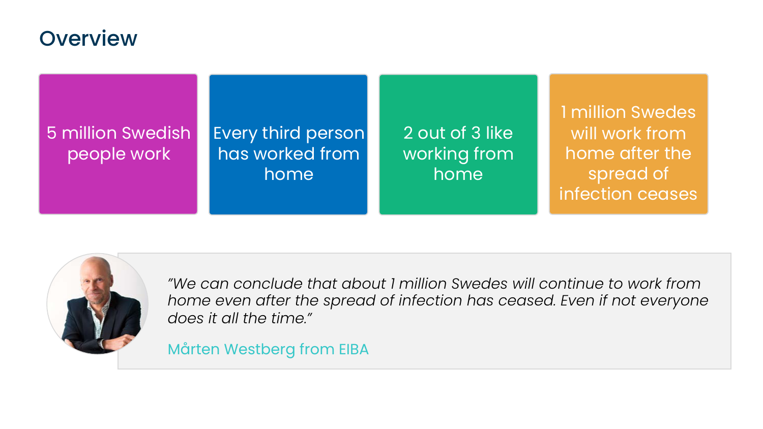# Overview

- 5 million Swedish people work
- Every third person has worked from home
- 2 out of 3 like working from home
- 1 million Swedes will work from home after the spread of infection ceases

> *"We can conclude that about 1 million Swedes will continue to work from home even after the spread of infection has ceased. Even if not everyone does it all the time."*
>
> Mårten Westberg from EIBA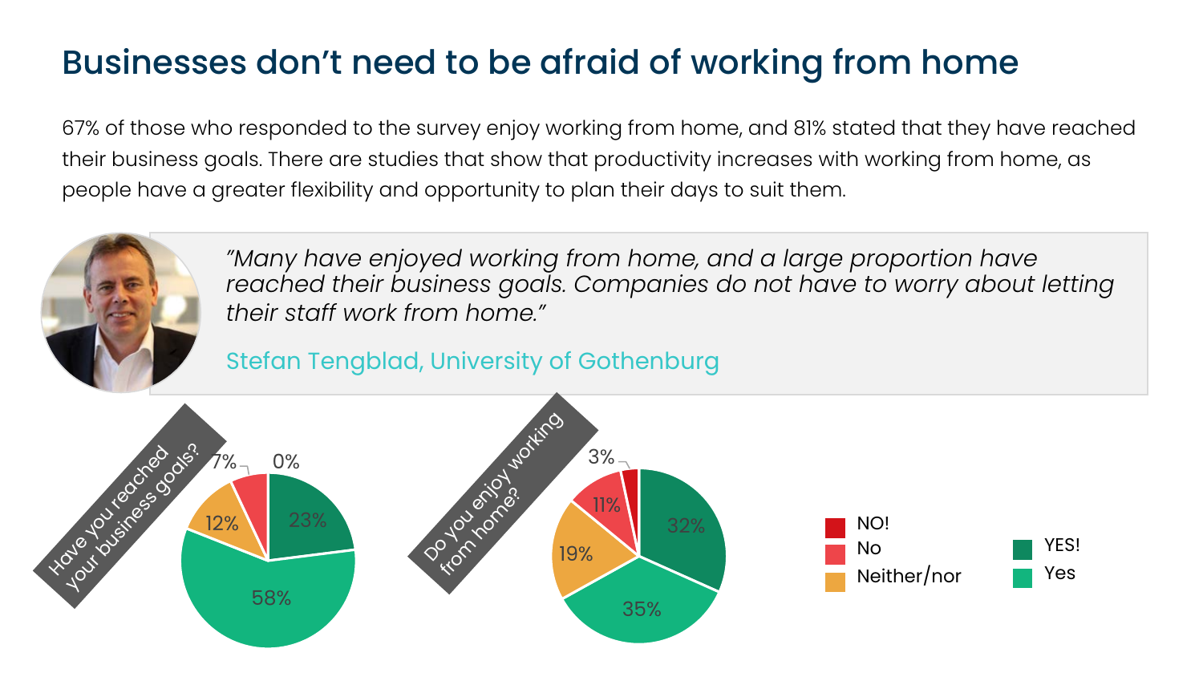# Businesses don't need to be afraid of working from home

67% of those who responded to the survey enjoy working from home, and 81% stated that they have reached their business goals. There are studies that show that productivity increases with working from home, as people have a greater flexibility and opportunity to plan their days to suit them.

> *"Many have enjoyed working from home, and a large proportion have reached their business goals. Companies do not have to worry about letting their staff work from home."*
>
> Stefan Tengblad, University of Gothenburg

**Have you reached your business goals?**

| Response | Share |
|---|---|
| YES! | 23% |
| Yes | 58% |
| Neither/nor | 12% |
| No | 7% |
| NO! | 0% |

**Do you enjoy working from home?**

| Response | Share |
|---|---|
| YES! | 32% |
| Yes | 35% |
| Neither/nor | 19% |
| No | 11% |
| NO! | 3% |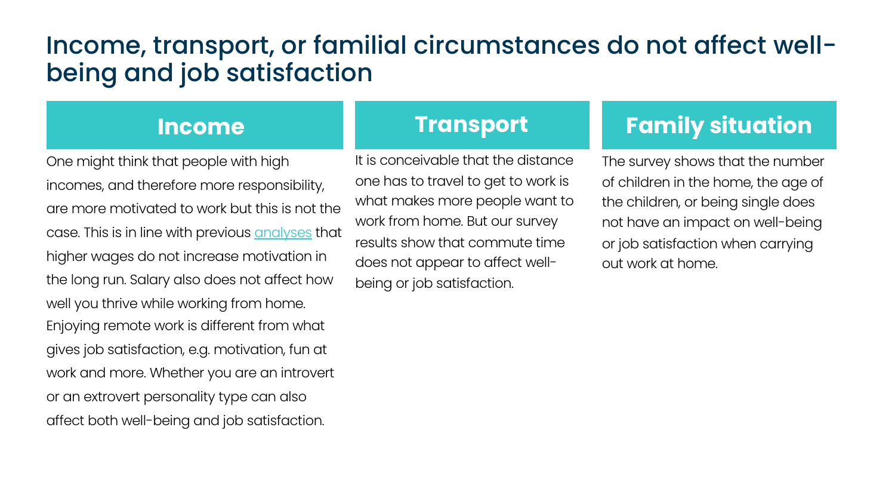# Income, transport, or familial circumstances do not affect well-being and job satisfaction

## Income

One might think that people with high incomes, and therefore more responsibility, are more motivated to work but this is not the case. This is in line with previous analyses that higher wages do not increase motivation in the long run. Salary also does not affect how well you thrive while working from home. Enjoying remote work is different from what gives job satisfaction, e.g. motivation, fun at work and more. Whether you are an introvert or an extrovert personality type can also affect both well-being and job satisfaction.

## Transport

It is conceivable that the distance one has to travel to get to work is what makes more people want to work from home. But our survey results show that commute time does not appear to affect well-being or job satisfaction.

## Family situation

The survey shows that the number of children in the home, the age of the children, or being single does not have an impact on well-being or job satisfaction when carrying out work at home.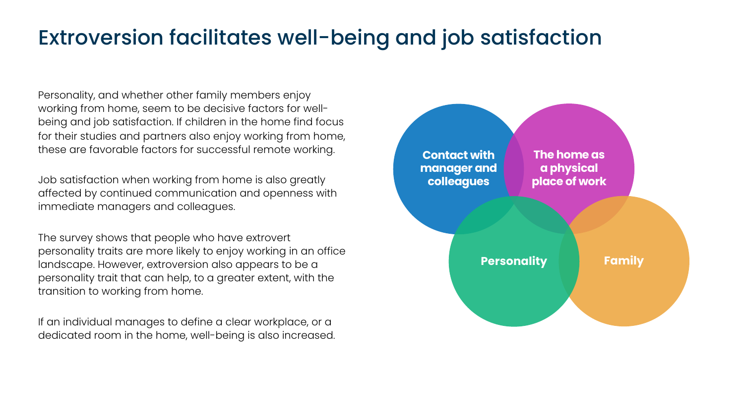# Extroversion facilitates well-being and job satisfaction

Personality, and whether other family members enjoy working from home, seem to be decisive factors for well-being and job satisfaction. If children in the home find focus for their studies and partners also enjoy working from home, these are favorable factors for successful remote working.

Job satisfaction when working from home is also greatly affected by continued communication and openness with immediate managers and colleagues.

The survey shows that people who have extrovert personality traits are more likely to enjoy working in an office landscape. However, extroversion also appears to be a personality trait that can help, to a greater extent, with the transition to working from home.

If an individual manages to define a clear workplace, or a dedicated room in the home, well-being is also increased.

**Contact with manager and colleagues**

**The home as a physical place of work**

**Personality**

**Family**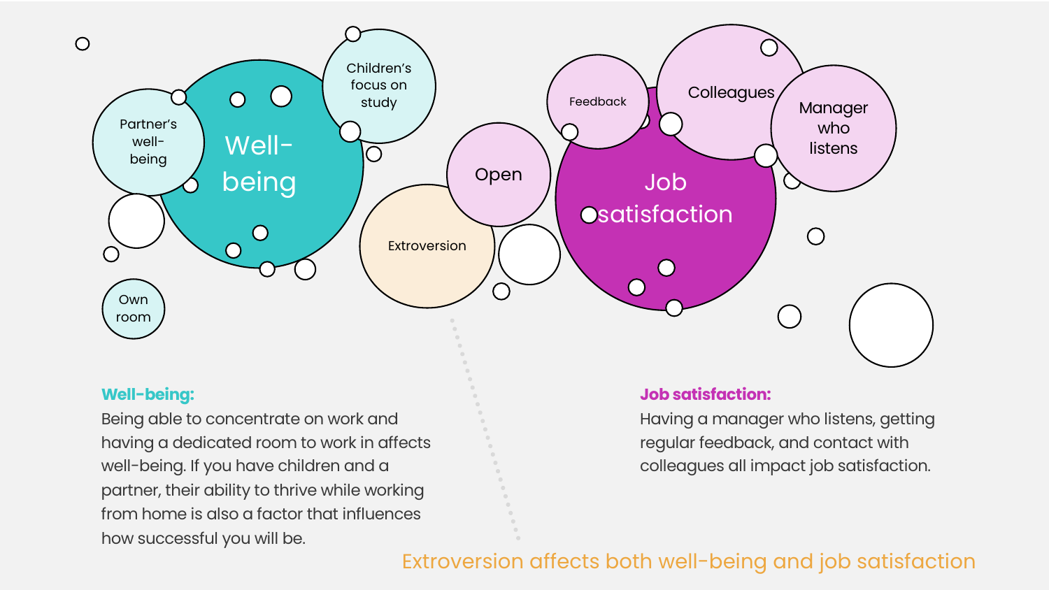Well-being

Partner's well-being

Children's focus on study

Own room

Extroversion

Open

Job satisfaction

Feedback

Colleagues

Manager who listens

**Well-being:**

Being able to concentrate on work and having a dedicated room to work in affects well-being. If you have children and a partner, their ability to thrive while working from home is also a factor that influences how successful you will be.

**Job satisfaction:**

Having a manager who listens, getting regular feedback, and contact with colleagues all impact job satisfaction.

Extroversion affects both well-being and job satisfaction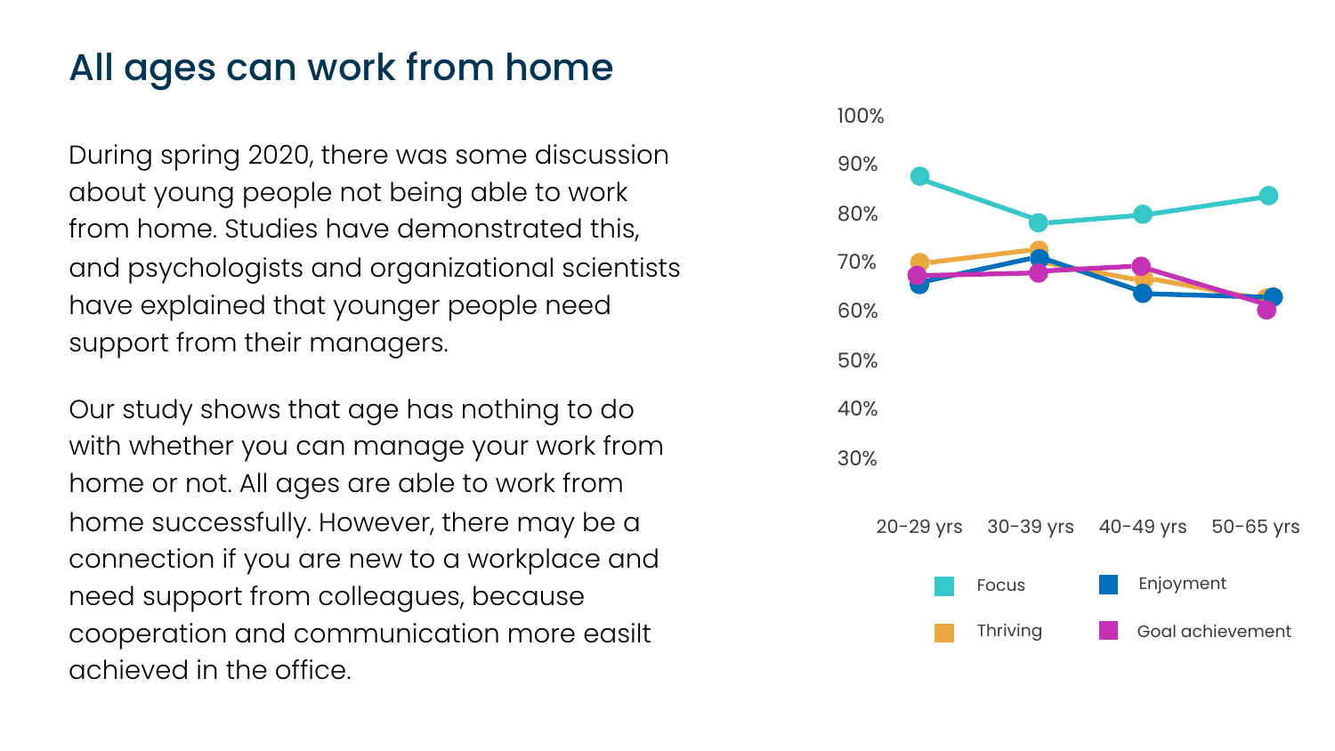# All ages can work from home

During spring 2020, there was some discussion about young people not being able to work from home. Studies have demonstrated this, and psychologists and organizational scientists have explained that younger people need support from their managers.

Our study shows that age has nothing to do with whether you can manage your work from home or not. All ages are able to work from home successfully. However, there may be a connection if you are new to a workplace and need support from colleagues, because cooperation and communication more easilt achieved in the office.

100%
90%
80%
70%
60%
50%
40%
30%

20-29 yrs 30-39 yrs 40-49 yrs 50-65 yrs

Focus
Enjoyment
Thriving
Goal achievement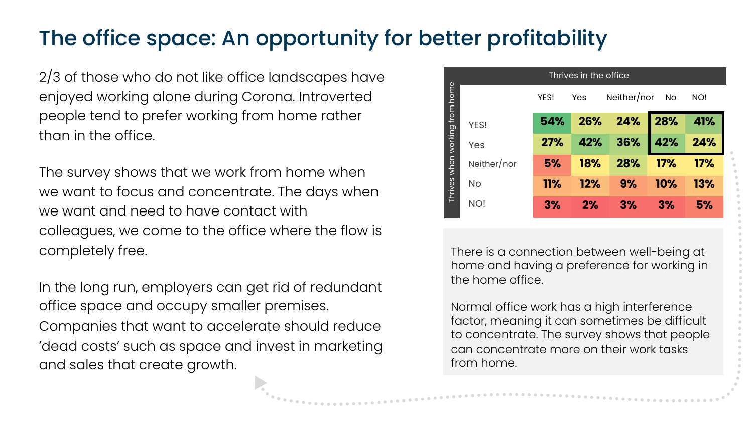# The office space: An opportunity for better profitability

2/3 of those who do not like office landscapes have enjoyed working alone during Corona. Introverted people tend to prefer working from home rather than in the office.

The survey shows that we work from home when we want to focus and concentrate. The days when we want and need to have contact with colleagues, we come to the office where the flow is completely free.

In the long run, employers can get rid of redundant office space and occupy smaller premises. Companies that want to accelerate should reduce 'dead costs' such as space and invest in marketing and sales that create growth.

| Thrives when working from home | Thrives in the office | | | | |
|---|---|---|---|---|---|
| | YES! | Yes | Neither/nor | No | NO! |
| YES! | 54% | 26% | 24% | 28% | 41% |
| Yes | 27% | 42% | 36% | 42% | 24% |
| Neither/nor | 5% | 18% | 28% | 17% | 17% |
| No | 11% | 12% | 9% | 10% | 13% |
| NO! | 3% | 2% | 3% | 3% | 5% |

There is a connection between well-being at home and having a preference for working in the home office.

Normal office work has a high interference factor, meaning it can sometimes be difficult to concentrate. The survey shows that people can concentrate more on their work tasks from home.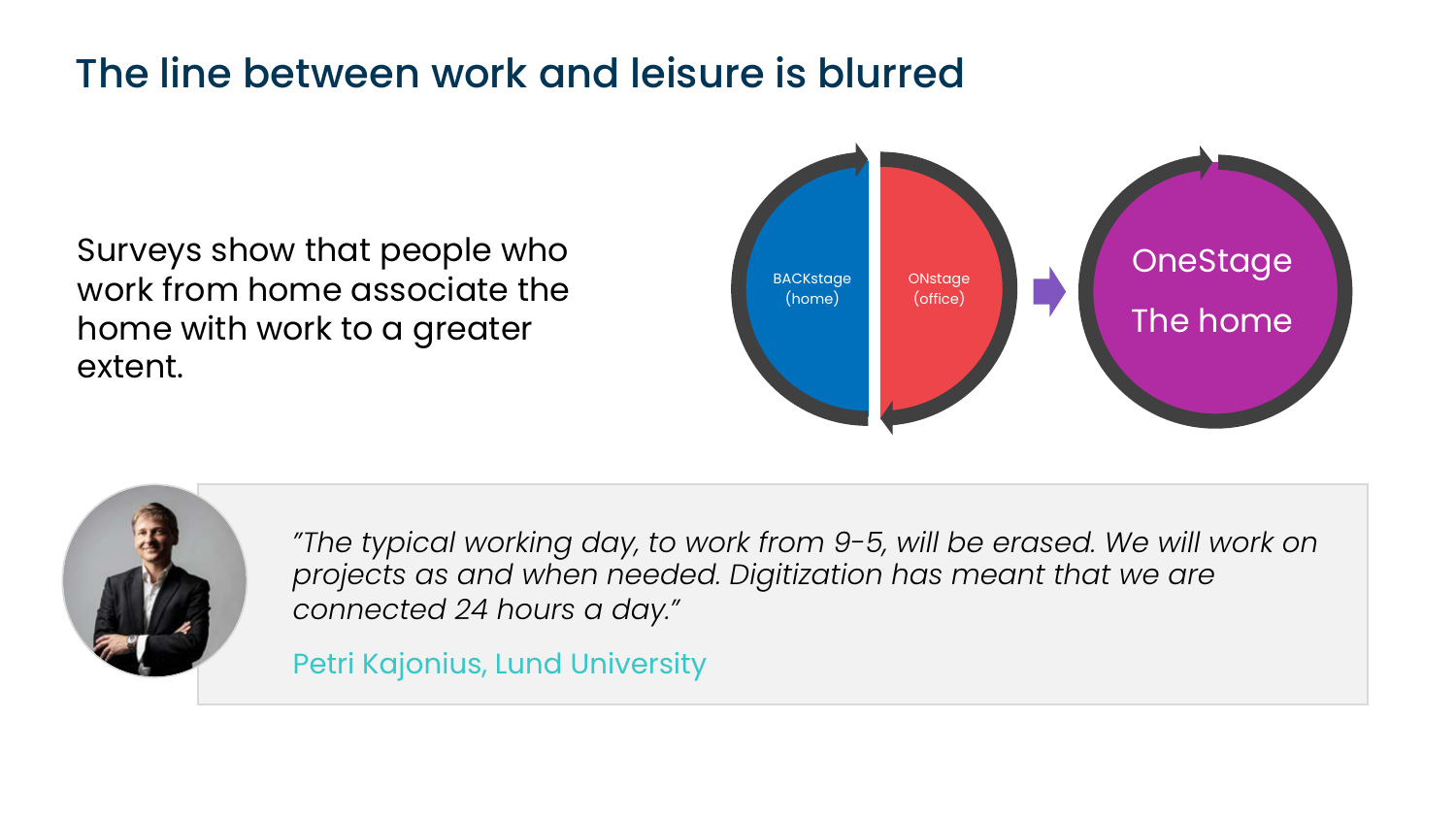# The line between work and leisure is blurred

Surveys show that people who work from home associate the home with work to a greater extent.

BACKstage (home)

ONstage (office)

OneStage

The home

*"The typical working day, to work from 9-5, will be erased. We will work on projects as and when needed. Digitization has meant that we are connected 24 hours a day."*

Petri Kajonius, Lund University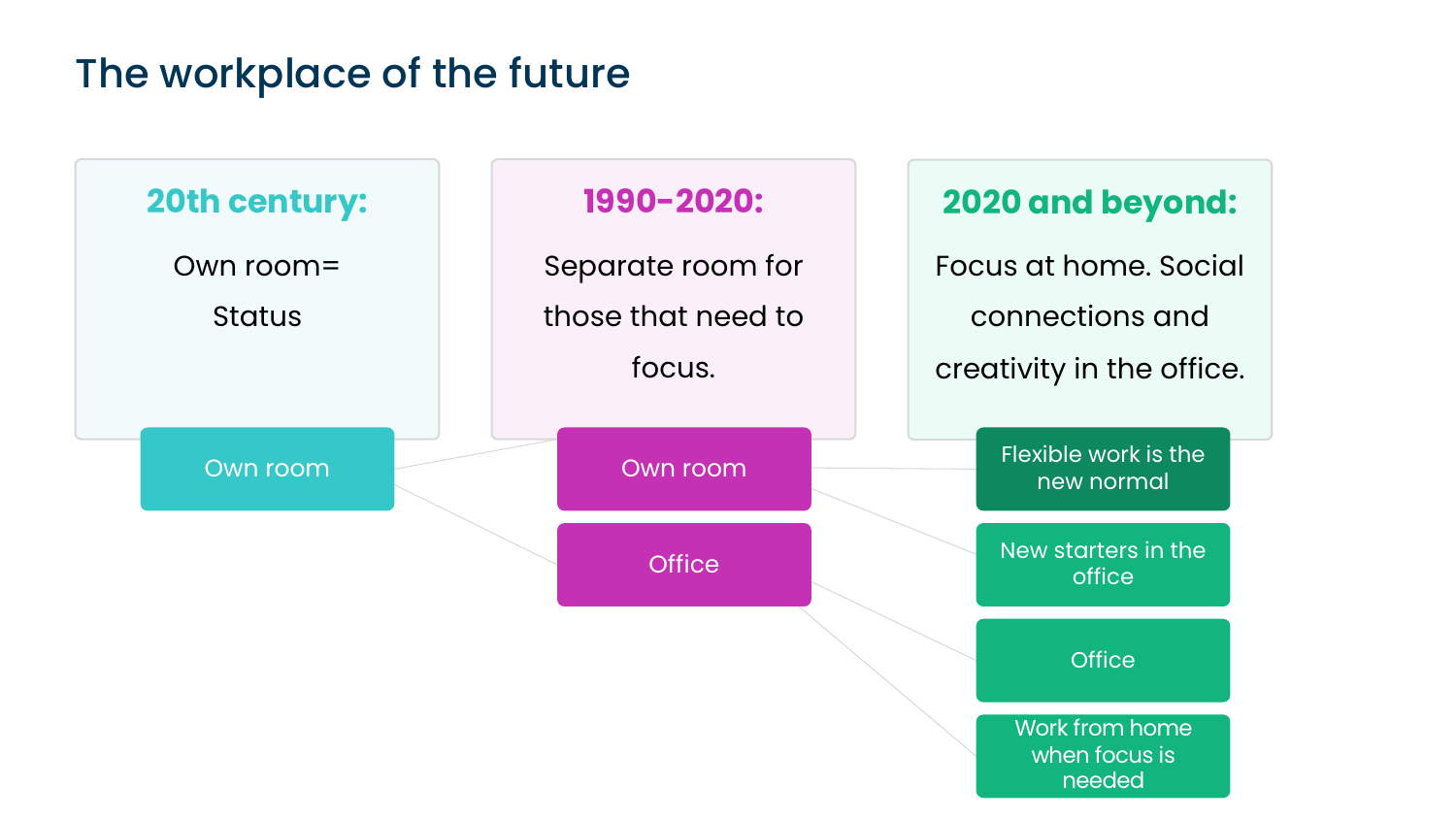# The workplace of the future

## 20th century:

Own room= Status

- Own room

## 1990-2020:

Separate room for those that need to focus.

- Own room
- Office

## 2020 and beyond:

Focus at home. Social connections and creativity in the office.

- Flexible work is the new normal
- New starters in the office
- Office
- Work from home when focus is needed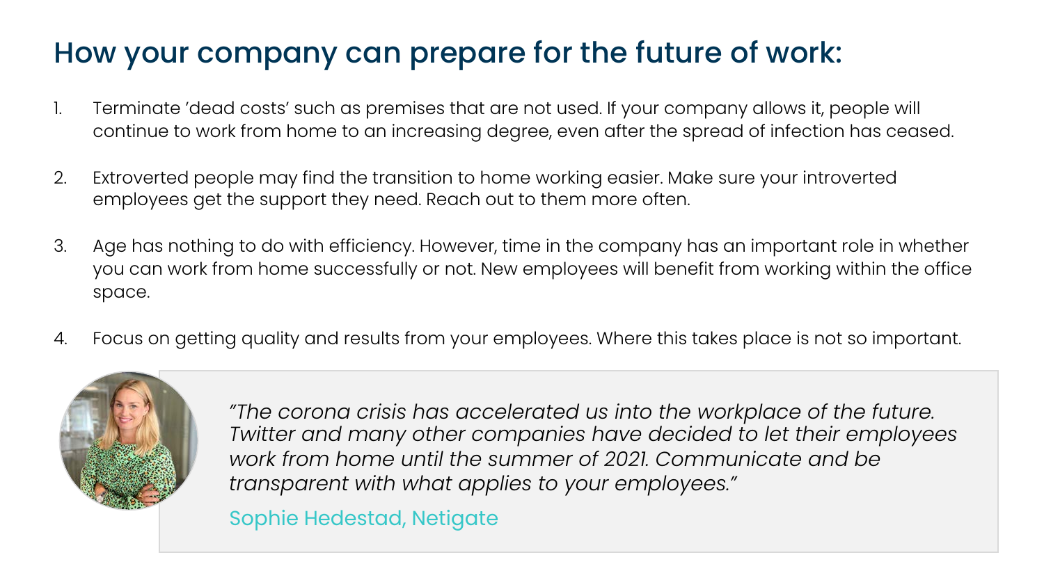# How your company can prepare for the future of work:

1. Terminate 'dead costs' such as premises that are not used. If your company allows it, people will continue to work from home to an increasing degree, even after the spread of infection has ceased.

2. Extroverted people may find the transition to home working easier. Make sure your introverted employees get the support they need. Reach out to them more often.

3. Age has nothing to do with efficiency. However, time in the company has an important role in whether you can work from home successfully or not. New employees will benefit from working within the office space.

4. Focus on getting quality and results from your employees. Where this takes place is not so important.

> *"The corona crisis has accelerated us into the workplace of the future. Twitter and many other companies have decided to let their employees work from home until the summer of 2021. Communicate and be transparent with what applies to your employees."*
>
> Sophie Hedestad, Netigate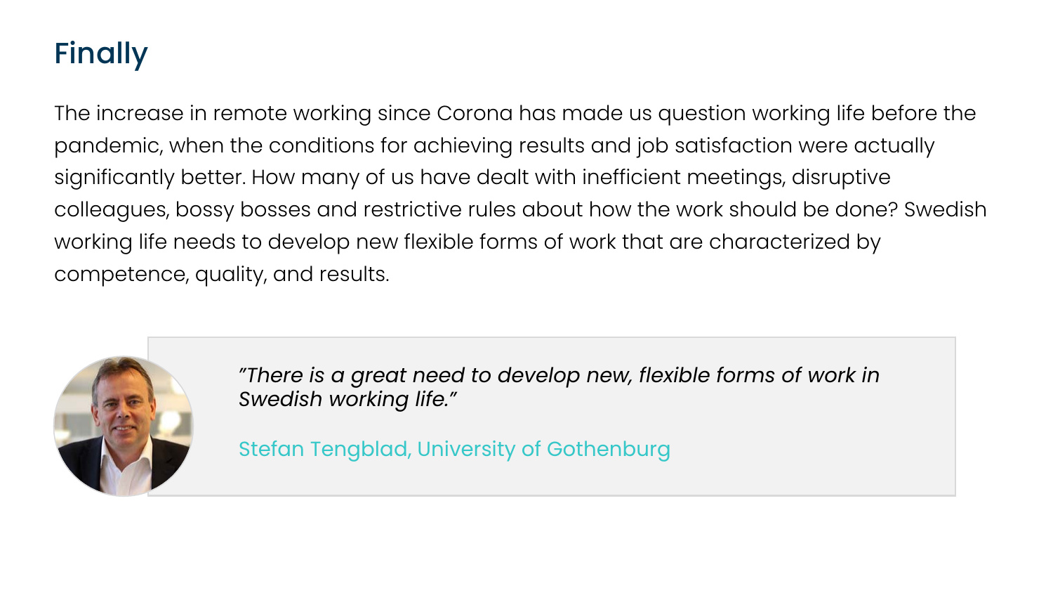## Finally

The increase in remote working since Corona has made us question working life before the pandemic, when the conditions for achieving results and job satisfaction were actually significantly better. How many of us have dealt with inefficient meetings, disruptive colleagues, bossy bosses and restrictive rules about how the work should be done? Swedish working life needs to develop new flexible forms of work that are characterized by competence, quality, and results.

> *"There is a great need to develop new, flexible forms of work in Swedish working life."*
>
> Stefan Tengblad, University of Gothenburg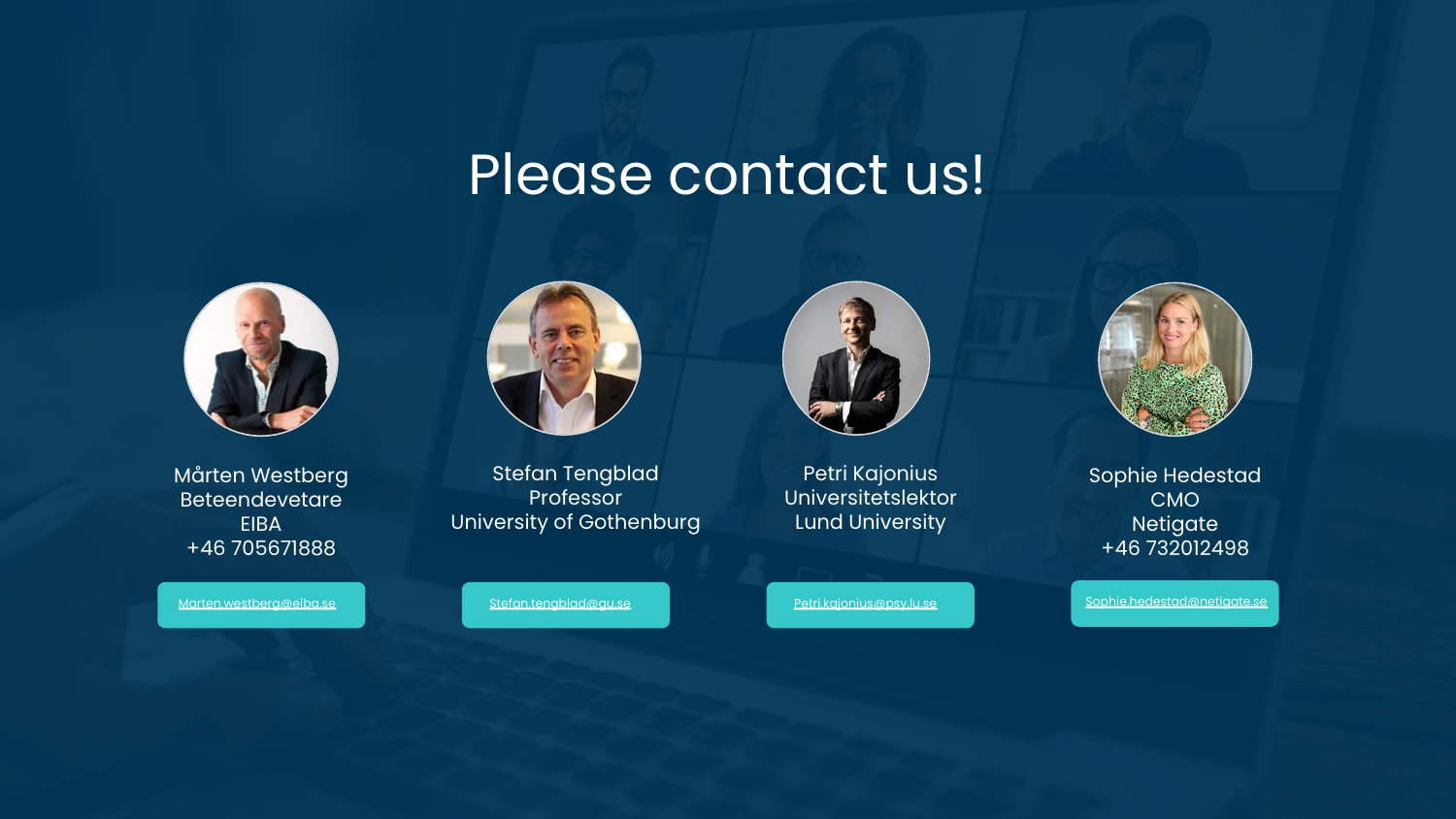# Please contact us!

Mårten Westberg
Beteendevetare
EIBA
+46 705671888

Marten.westberg@eiba.se

Stefan Tengblad
Professor
University of Gothenburg

Stefan.tengblad@gu.se

Petri Kajonius
Universitetslektor
Lund University

Petri.kajonius@psy.lu.se

Sophie Hedestad
CMO
Netigate
+46 732012498

Sophie.hedestad@netigate.se